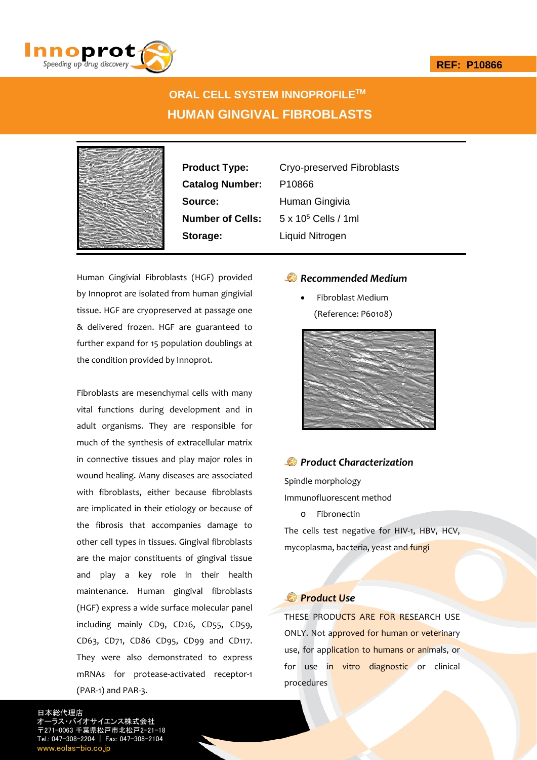REF: P10866

# ORAL CELL SYSTEM INNOPROFILE™
# HUMAN GINGIVAL FIBROBLASTS

| | |
|---|---|
| **Product Type:** | Cryo-preserved Fibroblasts |
| **Catalog Number:** | P10866 |
| **Source:** | Human Gingivia |
| **Number of Cells:** | $5 \times 10^5$ Cells / 1ml |
| **Storage:** | Liquid Nitrogen |

Human Gingivial Fibroblasts (HGF) provided by Innoprot are isolated from human gingivial tissue. HGF are cryopreserved at passage one & delivered frozen. HGF are guaranteed to further expand for 15 population doublings at the condition provided by Innoprot.

Fibroblasts are mesenchymal cells with many vital functions during development and in adult organisms. They are responsible for much of the synthesis of extracellular matrix in connective tissues and play major roles in wound healing. Many diseases are associated with fibroblasts, either because fibroblasts are implicated in their etiology or because of the fibrosis that accompanies damage to other cell types in tissues. Gingival fibroblasts are the major constituents of gingival tissue and play a key role in their health maintenance. Human gingival fibroblasts (HGF) express a wide surface molecular panel including mainly CD9, CD26, CD55, CD59, CD63, CD71, CD86 CD95, CD99 and CD117. They were also demonstrated to express mRNAs for protease-activated receptor-1 (PAR-1) and PAR-3.

## *Recommended Medium*

- Fibroblast Medium (Reference: P60108)

## *Product Characterization*

Spindle morphology

Immunofluorescent method

- Fibronectin

The cells test negative for HIV-1, HBV, HCV, mycoplasma, bacteria, yeast and fungi

## *Product Use*

THESE PRODUCTS ARE FOR RESEARCH USE ONLY. Not approved for human or veterinary use, for application to humans or animals, or for use in vitro diagnostic or clinical procedures

日本総代理店
オーラス・バイオサイエンス株式会社
〒271-0063 千葉県松戸市北松戸2-21-18
Tel.: 047-308-2204 | Fax: 047-308-2104
www.eolas-bio.co.jp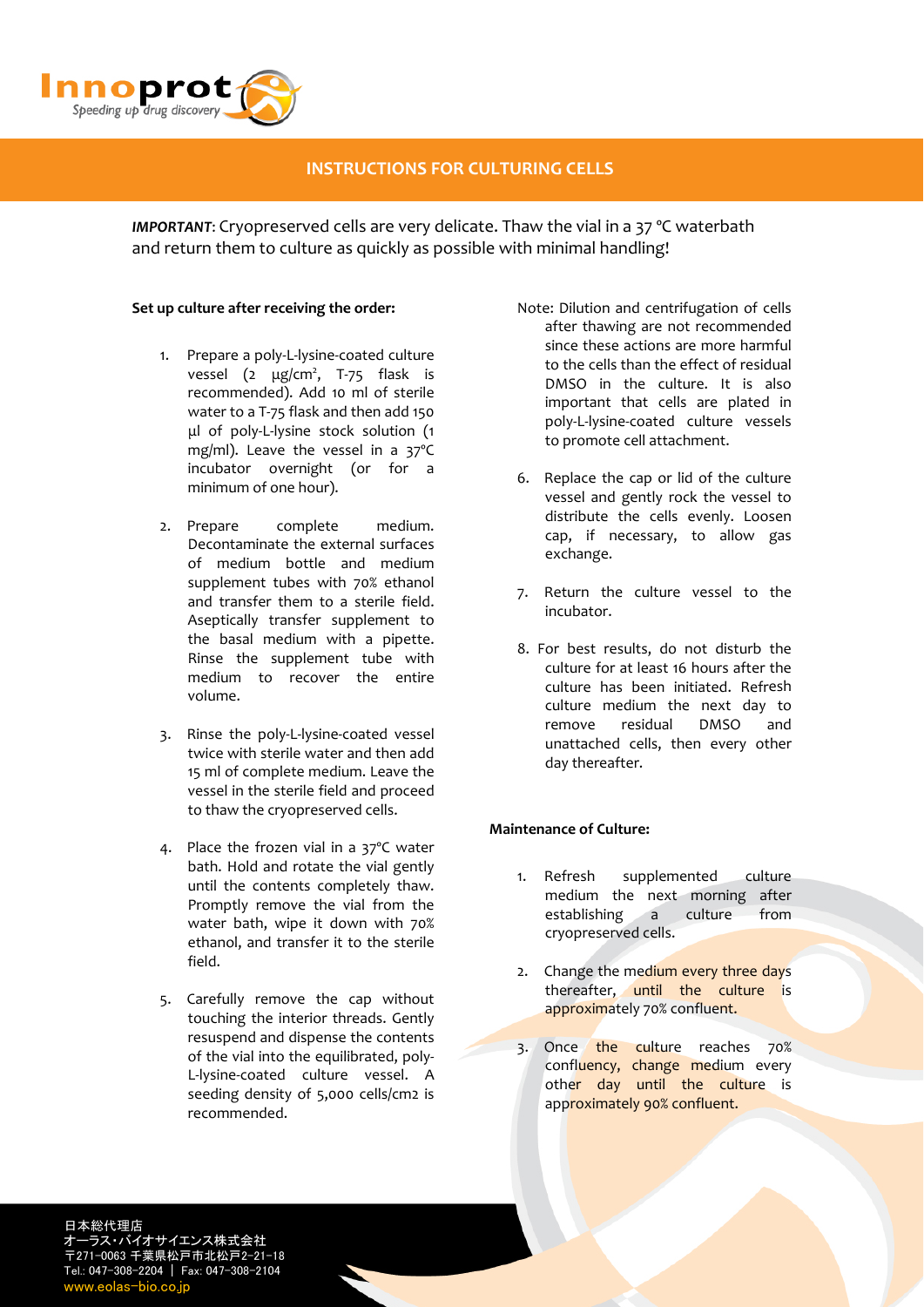## INSTRUCTIONS FOR CULTURING CELLS

***IMPORTANT***: Cryopreserved cells are very delicate. Thaw the vial in a 37 °C waterbath and return them to culture as quickly as possible with minimal handling!

**Set up culture after receiving the order:**

1. Prepare a poly-L-lysine-coated culture vessel (2 µg/cm², T-75 flask is recommended). Add 10 ml of sterile water to a T-75 flask and then add 150 µl of poly-L-lysine stock solution (1 mg/ml). Leave the vessel in a 37ºC incubator overnight (or for a minimum of one hour).

2. Prepare complete medium. Decontaminate the external surfaces of medium bottle and medium supplement tubes with 70% ethanol and transfer them to a sterile field. Aseptically transfer supplement to the basal medium with a pipette. Rinse the supplement tube with medium to recover the entire volume.

3. Rinse the poly-L-lysine-coated vessel twice with sterile water and then add 15 ml of complete medium. Leave the vessel in the sterile field and proceed to thaw the cryopreserved cells.

4. Place the frozen vial in a 37ºC water bath. Hold and rotate the vial gently until the contents completely thaw. Promptly remove the vial from the water bath, wipe it down with 70% ethanol, and transfer it to the sterile field.

5. Carefully remove the cap without touching the interior threads. Gently resuspend and dispense the contents of the vial into the equilibrated, poly-L-lysine-coated culture vessel. A seeding density of 5,000 cells/cm2 is recommended.

Note: Dilution and centrifugation of cells after thawing are not recommended since these actions are more harmful to the cells than the effect of residual DMSO in the culture. It is also important that cells are plated in poly-L-lysine-coated culture vessels to promote cell attachment.

6. Replace the cap or lid of the culture vessel and gently rock the vessel to distribute the cells evenly. Loosen cap, if necessary, to allow gas exchange.

7. Return the culture vessel to the incubator.

8. For best results, do not disturb the culture for at least 16 hours after the culture has been initiated. Refresh culture medium the next day to remove residual DMSO and unattached cells, then every other day thereafter.

**Maintenance of Culture:**

1. Refresh supplemented culture medium the next morning after establishing a culture from cryopreserved cells.

2. Change the medium every three days thereafter, until the culture is approximately 70% confluent.

3. Once the culture reaches 70% confluency, change medium every other day until the culture is approximately 90% confluent.

日本総代理店
オーラス・バイオサイエンス株式会社
〒271-0063 千葉県松戸市北松戸2-21-18
Tel.: 047-308-2204 | Fax: 047-308-2104
www.eolas-bio.co.jp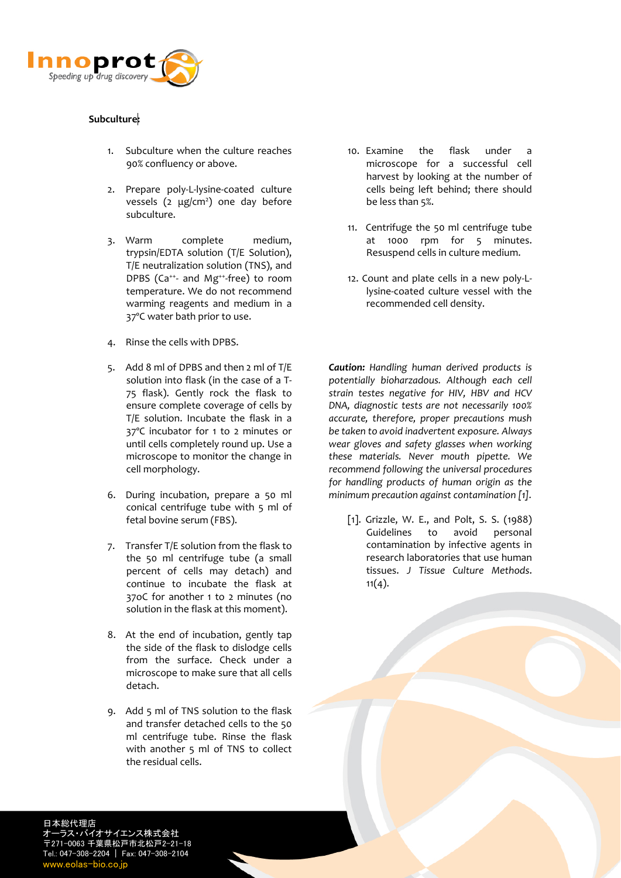**Subculture:**

1. Subculture when the culture reaches 90% confluency or above.

2. Prepare poly-L-lysine-coated culture vessels (2 μg/cm²) one day before subculture.

3. Warm complete medium, trypsin/EDTA solution (T/E Solution), T/E neutralization solution (TNS), and DPBS ($Ca^{++}$- and $Mg^{++}$-free) to room temperature. We do not recommend warming reagents and medium in a 37°C water bath prior to use.

4. Rinse the cells with DPBS.

5. Add 8 ml of DPBS and then 2 ml of T/E solution into flask (in the case of a T-75 flask). Gently rock the flask to ensure complete coverage of cells by T/E solution. Incubate the flask in a 37°C incubator for 1 to 2 minutes or until cells completely round up. Use a microscope to monitor the change in cell morphology.

6. During incubation, prepare a 50 ml conical centrifuge tube with 5 ml of fetal bovine serum (FBS).

7. Transfer T/E solution from the flask to the 50 ml centrifuge tube (a small percent of cells may detach) and continue to incubate the flask at 370C for another 1 to 2 minutes (no solution in the flask at this moment).

8. At the end of incubation, gently tap the side of the flask to dislodge cells from the surface. Check under a microscope to make sure that all cells detach.

9. Add 5 ml of TNS solution to the flask and transfer detached cells to the 50 ml centrifuge tube. Rinse the flask with another 5 ml of TNS to collect the residual cells.

10. Examine the flask under a microscope for a successful cell harvest by looking at the number of cells being left behind; there should be less than 5%.

11. Centrifuge the 50 ml centrifuge tube at 1000 rpm for 5 minutes. Resuspend cells in culture medium.

12. Count and plate cells in a new poly-L-lysine-coated culture vessel with the recommended cell density.

***Caution:*** *Handling human derived products is potentially bioharzadous. Although each cell strain testes negative for HIV, HBV and HCV DNA, diagnostic tests are not necessarily 100% accurate, therefore, proper precautions mush be taken to avoid inadvertent exposure. Always wear gloves and safety glasses when working these materials. Never mouth pipette. We recommend following the universal procedures for handling products of human origin as the minimum precaution against contamination [1].*

[1]. Grizzle, W. E., and Polt, S. S. (1988) Guidelines to avoid personal contamination by infective agents in research laboratories that use human tissues. *J Tissue Culture Methods*. 11(4).

日本総代理店
オーラス・バイオサイエンス株式会社
〒271-0063 千葉県松戸市北松戸2-21-18
Tel.: 047-308-2204 | Fax: 047-308-2104
www.eolas-bio.co.jp